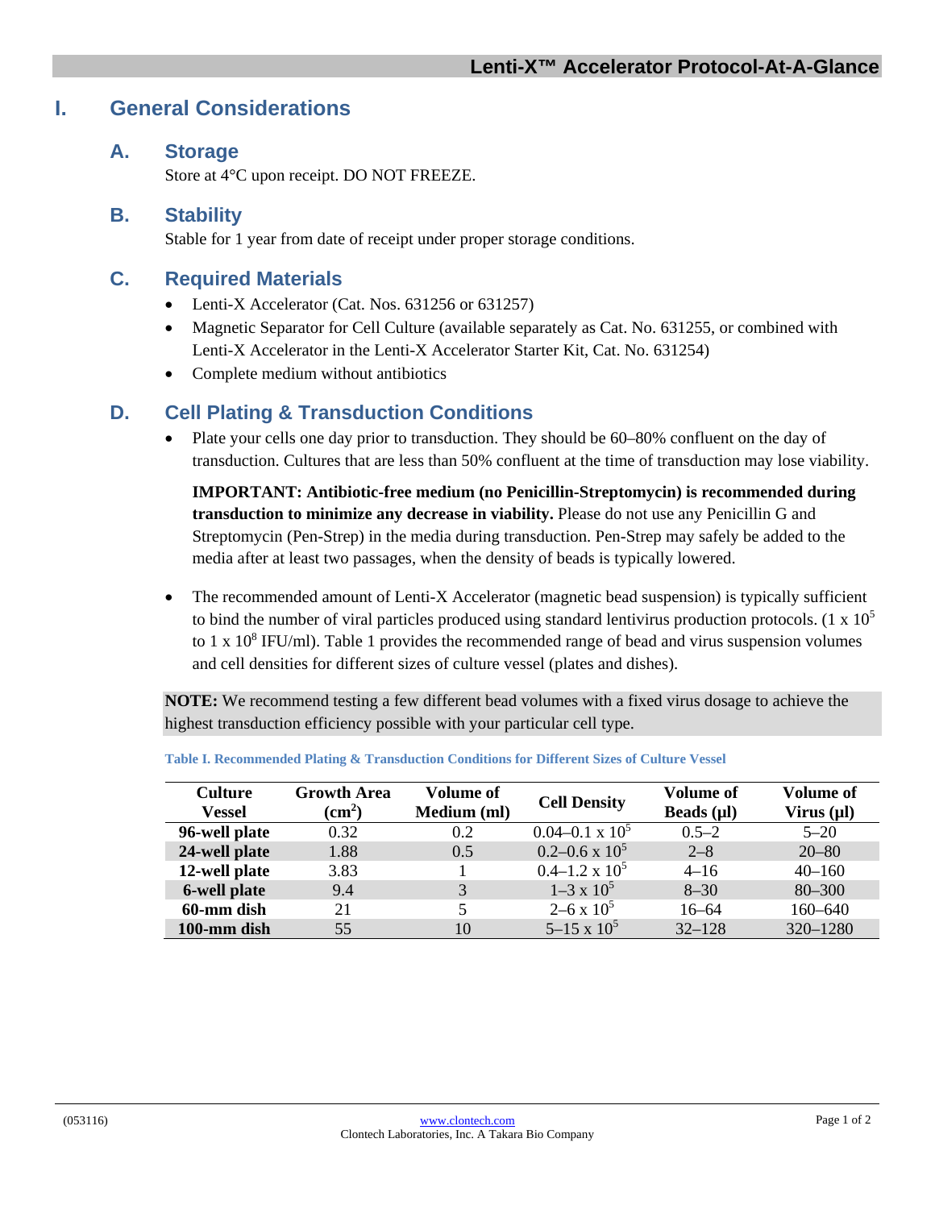# Lenti-X™ Accelerator Protocol-At-A-Glance

## I. General Considerations

### A. Storage

Store at 4°C upon receipt. DO NOT FREEZE.

### B. Stability

Stable for 1 year from date of receipt under proper storage conditions.

### C. Required Materials

- Lenti-X Accelerator (Cat. Nos. 631256 or 631257)
- Magnetic Separator for Cell Culture (available separately as Cat. No. 631255, or combined with Lenti-X Accelerator in the Lenti-X Accelerator Starter Kit, Cat. No. 631254)
- Complete medium without antibiotics

### D. Cell Plating & Transduction Conditions

- Plate your cells one day prior to transduction. They should be 60–80% confluent on the day of transduction. Cultures that are less than 50% confluent at the time of transduction may lose viability.

  **IMPORTANT: Antibiotic-free medium (no Penicillin-Streptomycin) is recommended during transduction to minimize any decrease in viability.** Please do not use any Penicillin G and Streptomycin (Pen-Strep) in the media during transduction. Pen-Strep may safely be added to the media after at least two passages, when the density of beads is typically lowered.

- The recommended amount of Lenti-X Accelerator (magnetic bead suspension) is typically sufficient to bind the number of viral particles produced using standard lentivirus production protocols. ($1 \times 10^5$ to $1 \times 10^8$ IFU/ml). Table 1 provides the recommended range of bead and virus suspension volumes and cell densities for different sizes of culture vessel (plates and dishes).

**NOTE:** We recommend testing a few different bead volumes with a fixed virus dosage to achieve the highest transduction efficiency possible with your particular cell type.

**Table I. Recommended Plating & Transduction Conditions for Different Sizes of Culture Vessel**

| Culture Vessel | Growth Area ($cm^2$) | Volume of Medium (ml) | Cell Density | Volume of Beads (µl) | Volume of Virus (µl) |
|---|---|---|---|---|---|
| **96-well plate** | 0.32 | 0.2 | $0.04–0.1 \times 10^5$ | 0.5–2 | 5–20 |
| **24-well plate** | 1.88 | 0.5 | $0.2–0.6 \times 10^5$ | 2–8 | 20–80 |
| **12-well plate** | 3.83 | 1 | $0.4–1.2 \times 10^5$ | 4–16 | 40–160 |
| **6-well plate** | 9.4 | 3 | $1–3 \times 10^5$ | 8–30 | 80–300 |
| **60-mm dish** | 21 | 5 | $2–6 \times 10^5$ | 16–64 | 160–640 |
| **100-mm dish** | 55 | 10 | $5–15 \times 10^5$ | 32–128 | 320–1280 |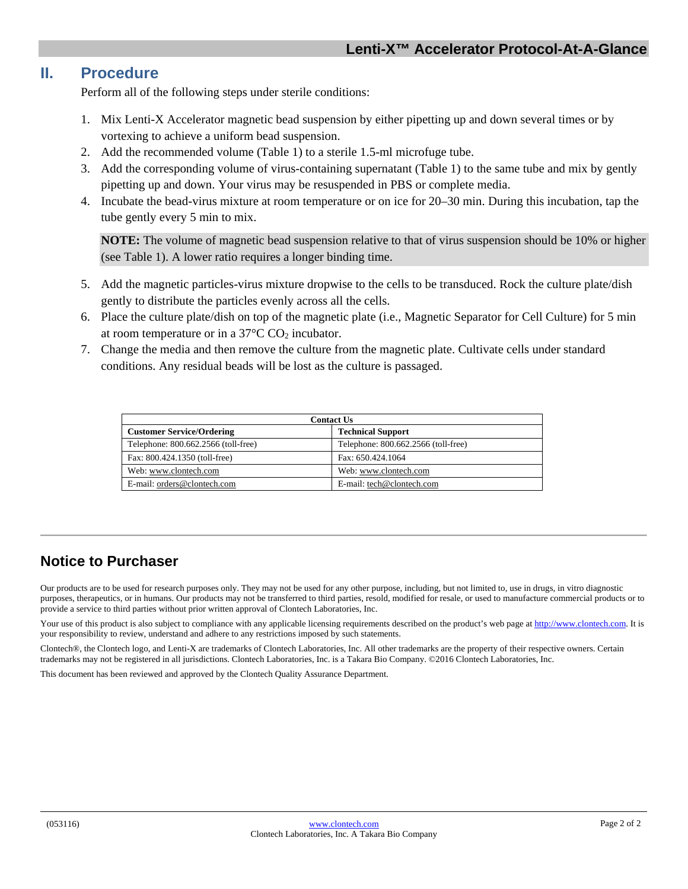## II. Procedure

Perform all of the following steps under sterile conditions:

1. Mix Lenti-X Accelerator magnetic bead suspension by either pipetting up and down several times or by vortexing to achieve a uniform bead suspension.
2. Add the recommended volume (Table 1) to a sterile 1.5-ml microfuge tube.
3. Add the corresponding volume of virus-containing supernatant (Table 1) to the same tube and mix by gently pipetting up and down. Your virus may be resuspended in PBS or complete media.
4. Incubate the bead-virus mixture at room temperature or on ice for 20–30 min. During this incubation, tap the tube gently every 5 min to mix.

   **NOTE:** The volume of magnetic bead suspension relative to that of virus suspension should be 10% or higher (see Table 1). A lower ratio requires a longer binding time.

5. Add the magnetic particles-virus mixture dropwise to the cells to be transduced. Rock the culture plate/dish gently to distribute the particles evenly across all the cells.
6. Place the culture plate/dish on top of the magnetic plate (i.e., Magnetic Separator for Cell Culture) for 5 min at room temperature or in a 37°C $CO_2$ incubator.
7. Change the media and then remove the culture from the magnetic plate. Cultivate cells under standard conditions. Any residual beads will be lost as the culture is passaged.

| Contact Us | |
|---|---|
| **Customer Service/Ordering** | **Technical Support** |
| Telephone: 800.662.2566 (toll-free) | Telephone: 800.662.2566 (toll-free) |
| Fax: 800.424.1350 (toll-free) | Fax: 650.424.1064 |
| Web: www.clontech.com | Web: www.clontech.com |
| E-mail: orders@clontech.com | E-mail: tech@clontech.com |

## Notice to Purchaser

Our products are to be used for research purposes only. They may not be used for any other purpose, including, but not limited to, use in drugs, in vitro diagnostic purposes, therapeutics, or in humans. Our products may not be transferred to third parties, resold, modified for resale, or used to manufacture commercial products or to provide a service to third parties without prior written approval of Clontech Laboratories, Inc.

Your use of this product is also subject to compliance with any applicable licensing requirements described on the product's web page at http://www.clontech.com. It is your responsibility to review, understand and adhere to any restrictions imposed by such statements.

Clontech®, the Clontech logo, and Lenti-X are trademarks of Clontech Laboratories, Inc. All other trademarks are the property of their respective owners. Certain trademarks may not be registered in all jurisdictions. Clontech Laboratories, Inc. is a Takara Bio Company. ©2016 Clontech Laboratories, Inc.

This document has been reviewed and approved by the Clontech Quality Assurance Department.